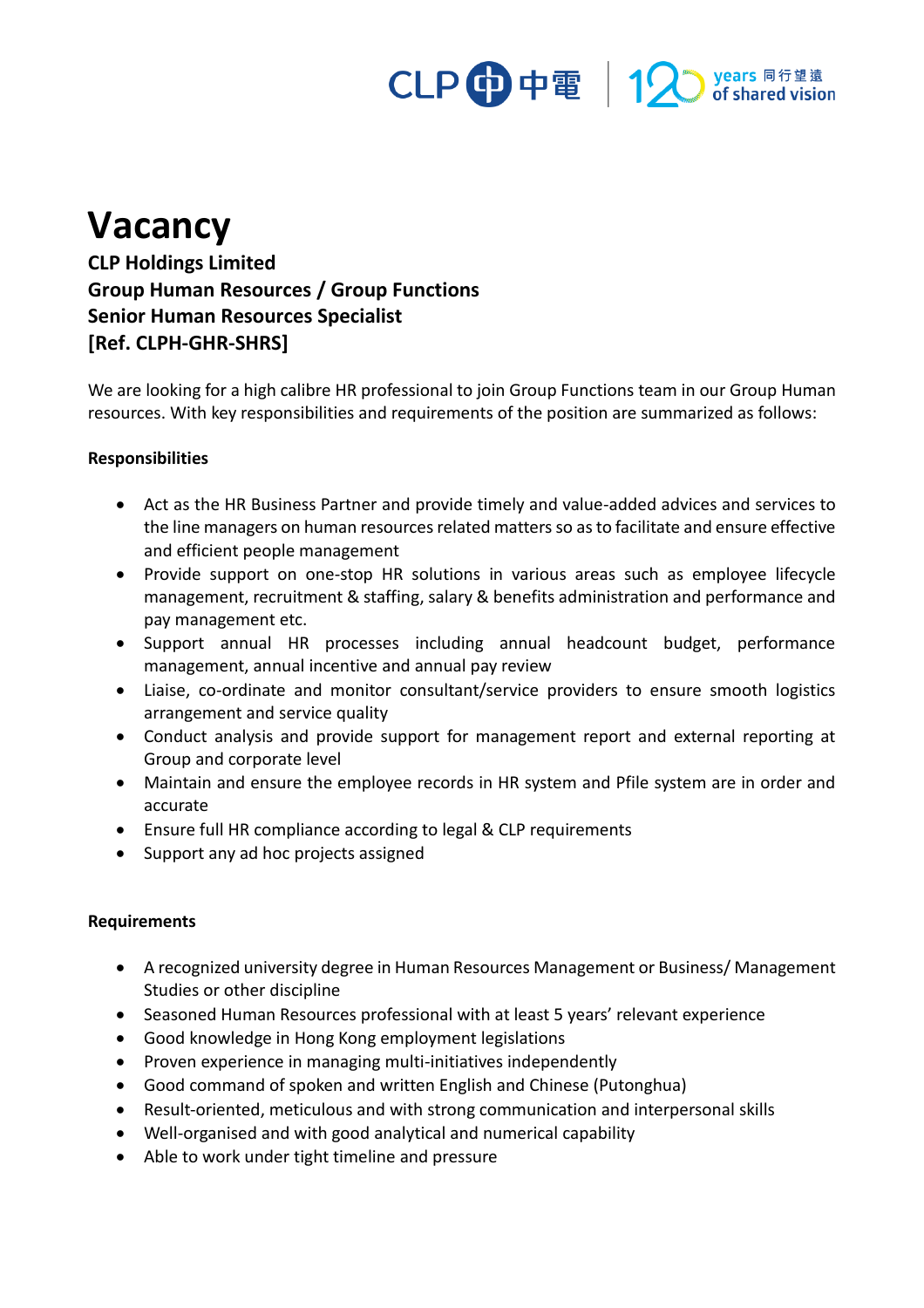# Vacancy

**CLP Holdings Limited**
**Group Human Resources / Group Functions**
**Senior Human Resources Specialist**
**[Ref. CLPH-GHR-SHRS]**

We are looking for a high calibre HR professional to join Group Functions team in our Group Human resources. With key responsibilities and requirements of the position are summarized as follows:

**Responsibilities**

- Act as the HR Business Partner and provide timely and value-added advices and services to the line managers on human resources related matters so as to facilitate and ensure effective and efficient people management
- Provide support on one-stop HR solutions in various areas such as employee lifecycle management, recruitment & staffing, salary & benefits administration and performance and pay management etc.
- Support annual HR processes including annual headcount budget, performance management, annual incentive and annual pay review
- Liaise, co-ordinate and monitor consultant/service providers to ensure smooth logistics arrangement and service quality
- Conduct analysis and provide support for management report and external reporting at Group and corporate level
- Maintain and ensure the employee records in HR system and Pfile system are in order and accurate
- Ensure full HR compliance according to legal & CLP requirements
- Support any ad hoc projects assigned

**Requirements**

- A recognized university degree in Human Resources Management or Business/ Management Studies or other discipline
- Seasoned Human Resources professional with at least 5 years' relevant experience
- Good knowledge in Hong Kong employment legislations
- Proven experience in managing multi-initiatives independently
- Good command of spoken and written English and Chinese (Putonghua)
- Result-oriented, meticulous and with strong communication and interpersonal skills
- Well-organised and with good analytical and numerical capability
- Able to work under tight timeline and pressure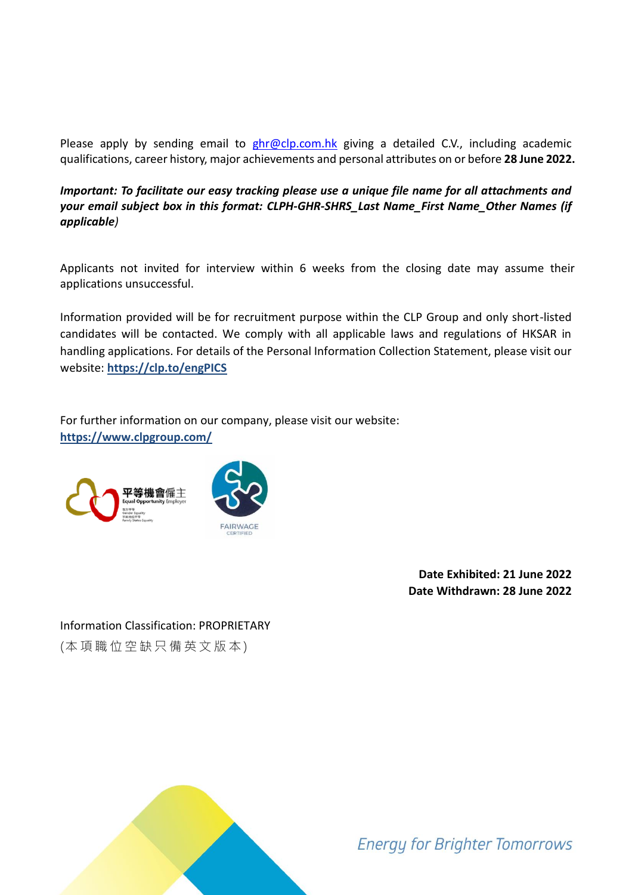Please apply by sending email to [ghr@clp.com.hk](mailto:ghr@clp.com.hk) giving a detailed C.V., including academic qualifications, career history, major achievements and personal attributes on or before **28 June 2022.**

***Important: To facilitate our easy tracking please use a unique file name for all attachments and your email subject box in this format: CLPH-GHR-SHRS_Last Name_First Name_Other Names (if applicable)***

Applicants not invited for interview within 6 weeks from the closing date may assume their applications unsuccessful.

Information provided will be for recruitment purpose within the CLP Group and only short-listed candidates will be contacted. We comply with all applicable laws and regulations of HKSAR in handling applications. For details of the Personal Information Collection Statement, please visit our website: **[https://clp.to/engPICS](https://clp.to/engPICS)**

For further information on our company, please visit our website:
**[https://www.clpgroup.com/](https://www.clpgroup.com/)**

平等機會僱主
Equal Opportunity Employer

FAIRWAGE
CERTIFIED

**Date Exhibited: 21 June 2022**
**Date Withdrawn: 28 June 2022**

Information Classification: PROPRIETARY
(本項職位空缺只備英文版本)

*Energy for Brighter Tomorrows*